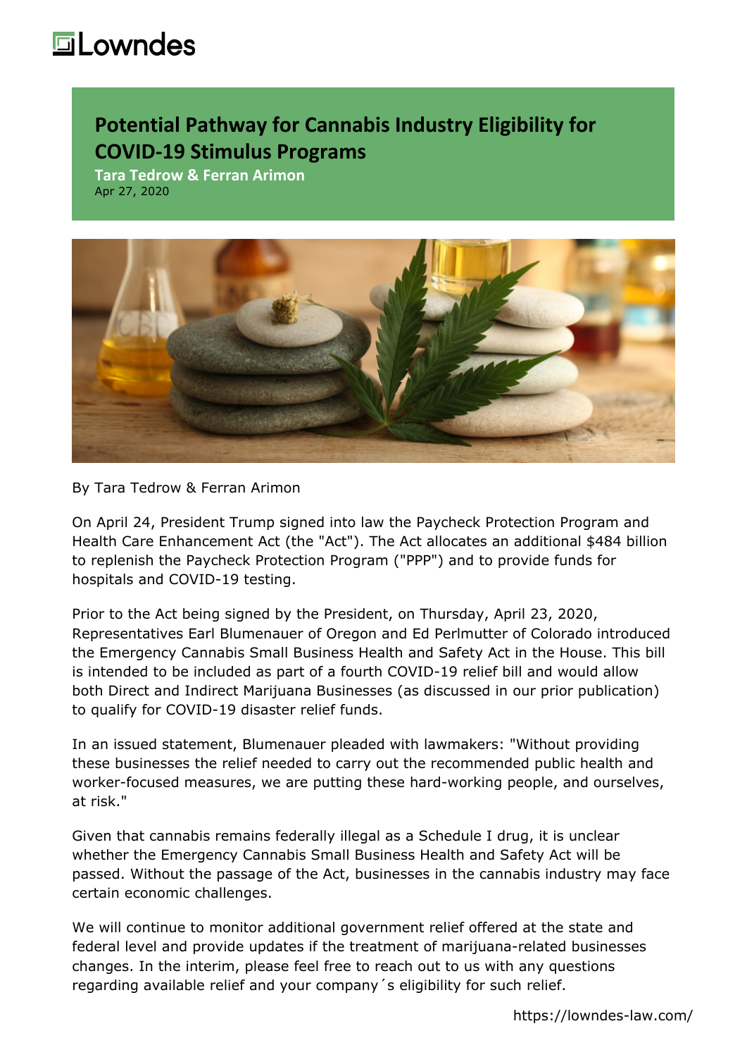# Potential Pathway for Cannabis Industry Eligibility for COVID-19 Stimulus Programs

**Tara Tedrow & Ferran Arimon**
Apr 27, 2020

By Tara Tedrow & Ferran Arimon

On April 24, President Trump signed into law the Paycheck Protection Program and Health Care Enhancement Act (the "Act"). The Act allocates an additional $484 billion to replenish the Paycheck Protection Program ("PPP") and to provide funds for hospitals and COVID-19 testing.

Prior to the Act being signed by the President, on Thursday, April 23, 2020, Representatives Earl Blumenauer of Oregon and Ed Perlmutter of Colorado introduced the Emergency Cannabis Small Business Health and Safety Act in the House. This bill is intended to be included as part of a fourth COVID-19 relief bill and would allow both Direct and Indirect Marijuana Businesses (as discussed in our prior publication) to qualify for COVID-19 disaster relief funds.

In an issued statement, Blumenauer pleaded with lawmakers: "Without providing these businesses the relief needed to carry out the recommended public health and worker-focused measures, we are putting these hard-working people, and ourselves, at risk."

Given that cannabis remains federally illegal as a Schedule I drug, it is unclear whether the Emergency Cannabis Small Business Health and Safety Act will be passed. Without the passage of the Act, businesses in the cannabis industry may face certain economic challenges.

We will continue to monitor additional government relief offered at the state and federal level and provide updates if the treatment of marijuana-related businesses changes. In the interim, please feel free to reach out to us with any questions regarding available relief and your company´s eligibility for such relief.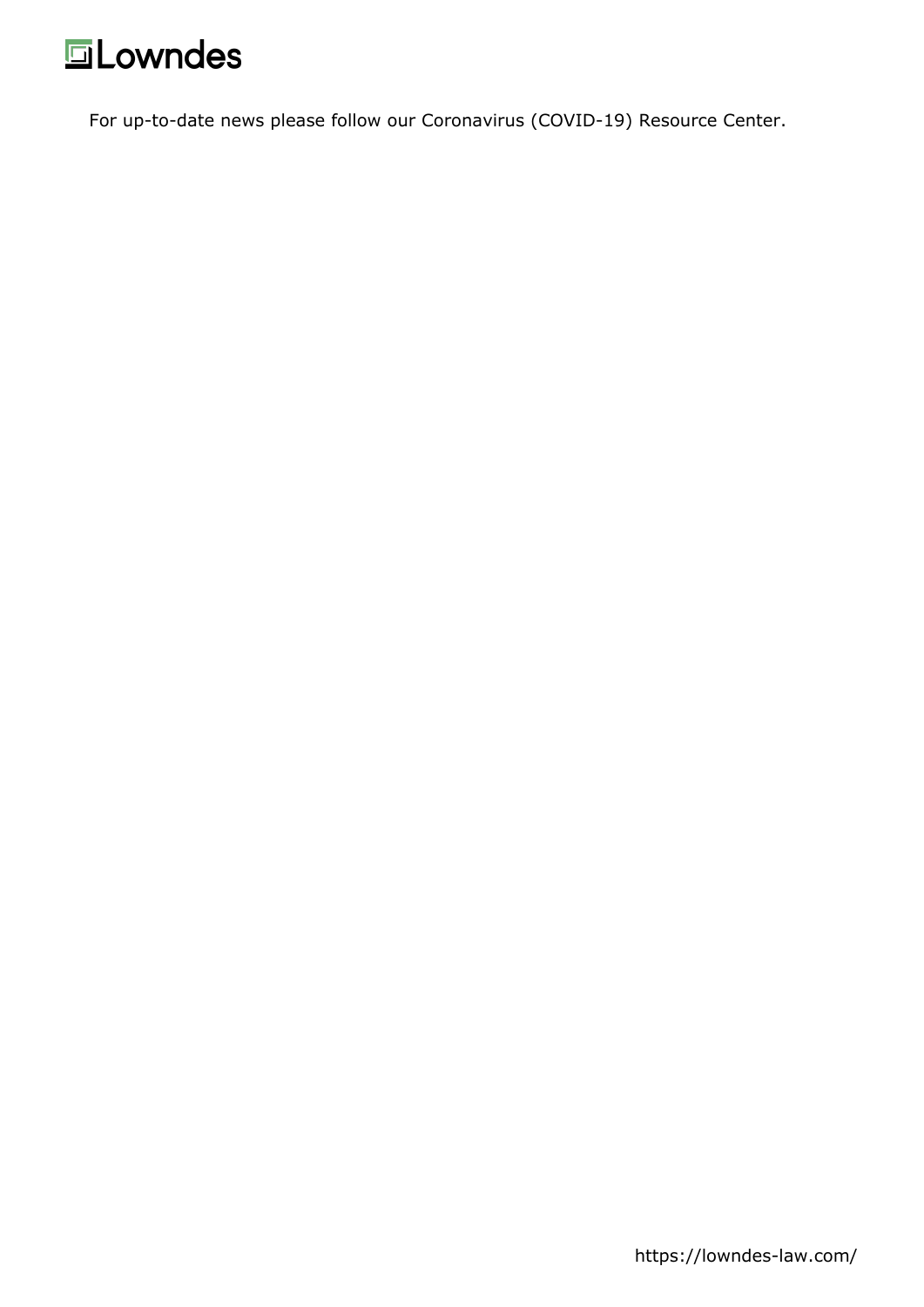For up-to-date news please follow our Coronavirus (COVID-19) Resource Center.